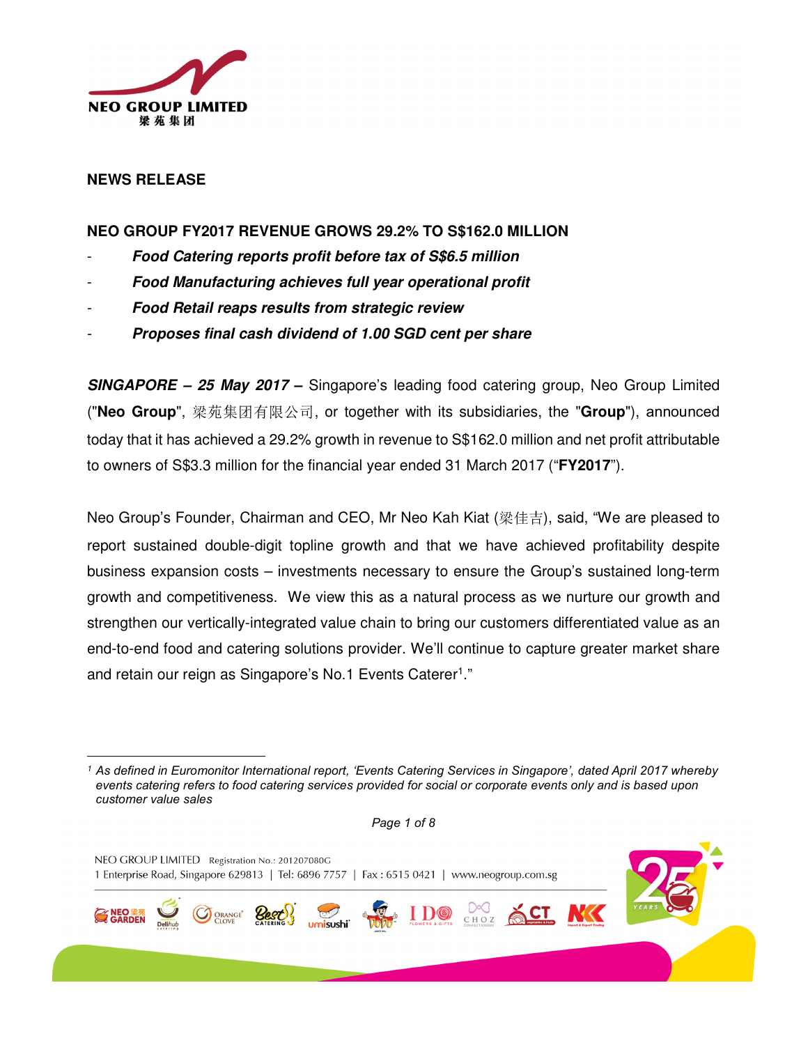NEO GROUP LIMITED
梁苑集团

## NEWS RELEASE

## NEO GROUP FY2017 REVENUE GROWS 29.2% TO S$162.0 MILLION

- ***Food Catering reports profit before tax of S$6.5 million***
- ***Food Manufacturing achieves full year operational profit***
- ***Food Retail reaps results from strategic review***
- ***Proposes final cash dividend of 1.00 SGD cent per share***

***SINGAPORE – 25 May 2017 –*** Singapore's leading food catering group, Neo Group Limited ("**Neo Group**", 梁苑集团有限公司, or together with its subsidiaries, the "**Group**"), announced today that it has achieved a 29.2% growth in revenue to S$162.0 million and net profit attributable to owners of S$3.3 million for the financial year ended 31 March 2017 ("**FY2017**").

Neo Group's Founder, Chairman and CEO, Mr Neo Kah Kiat (梁佳吉), said, "We are pleased to report sustained double-digit topline growth and that we have achieved profitability despite business expansion costs – investments necessary to ensure the Group's sustained long-term growth and competitiveness. We view this as a natural process as we nurture our growth and strengthen our vertically-integrated value chain to bring our customers differentiated value as an end-to-end food and catering solutions provider. We'll continue to capture greater market share and retain our reign as Singapore's No.1 Events Caterer[1]."

---

[1] *As defined in Euromonitor International report, 'Events Catering Services in Singapore', dated April 2017 whereby events catering refers to food catering services provided for social or corporate events only and is based upon customer value sales*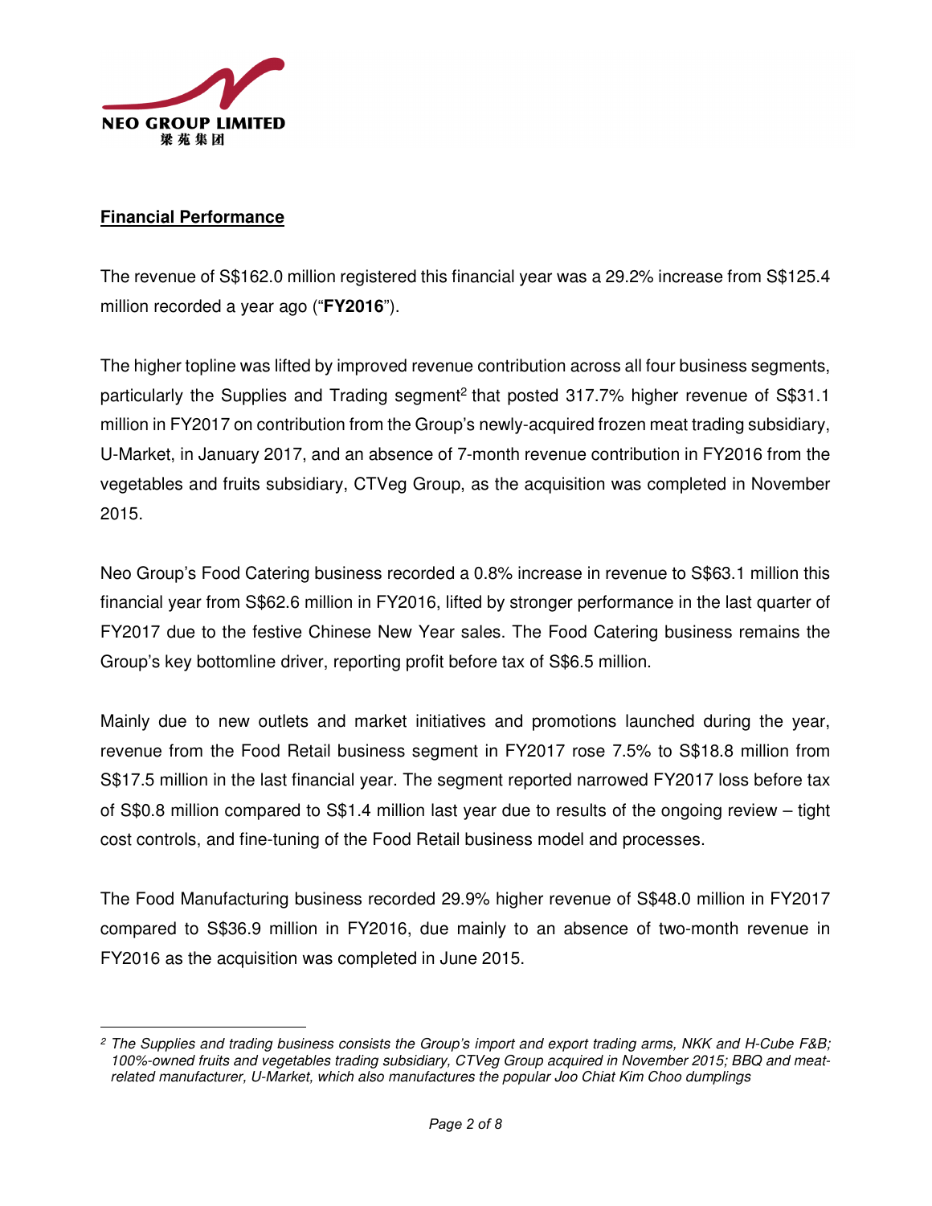## Financial Performance

The revenue of S$162.0 million registered this financial year was a 29.2% increase from S$125.4 million recorded a year ago ("**FY2016**").

The higher topline was lifted by improved revenue contribution across all four business segments, particularly the Supplies and Trading segment[2] that posted 317.7% higher revenue of S$31.1 million in FY2017 on contribution from the Group's newly-acquired frozen meat trading subsidiary, U-Market, in January 2017, and an absence of 7-month revenue contribution in FY2016 from the vegetables and fruits subsidiary, CTVeg Group, as the acquisition was completed in November 2015.

Neo Group's Food Catering business recorded a 0.8% increase in revenue to S$63.1 million this financial year from S$62.6 million in FY2016, lifted by stronger performance in the last quarter of FY2017 due to the festive Chinese New Year sales. The Food Catering business remains the Group's key bottomline driver, reporting profit before tax of S$6.5 million.

Mainly due to new outlets and market initiatives and promotions launched during the year, revenue from the Food Retail business segment in FY2017 rose 7.5% to S$18.8 million from S$17.5 million in the last financial year. The segment reported narrowed FY2017 loss before tax of S$0.8 million compared to S$1.4 million last year due to results of the ongoing review – tight cost controls, and fine-tuning of the Food Retail business model and processes.

The Food Manufacturing business recorded 29.9% higher revenue of S$48.0 million in FY2017 compared to S$36.9 million in FY2016, due mainly to an absence of two-month revenue in FY2016 as the acquisition was completed in June 2015.

---

[2] *The Supplies and trading business consists the Group's import and export trading arms, NKK and H-Cube F&B; 100%-owned fruits and vegetables trading subsidiary, CTVeg Group acquired in November 2015; BBQ and meat-related manufacturer, U-Market, which also manufactures the popular Joo Chiat Kim Choo dumplings*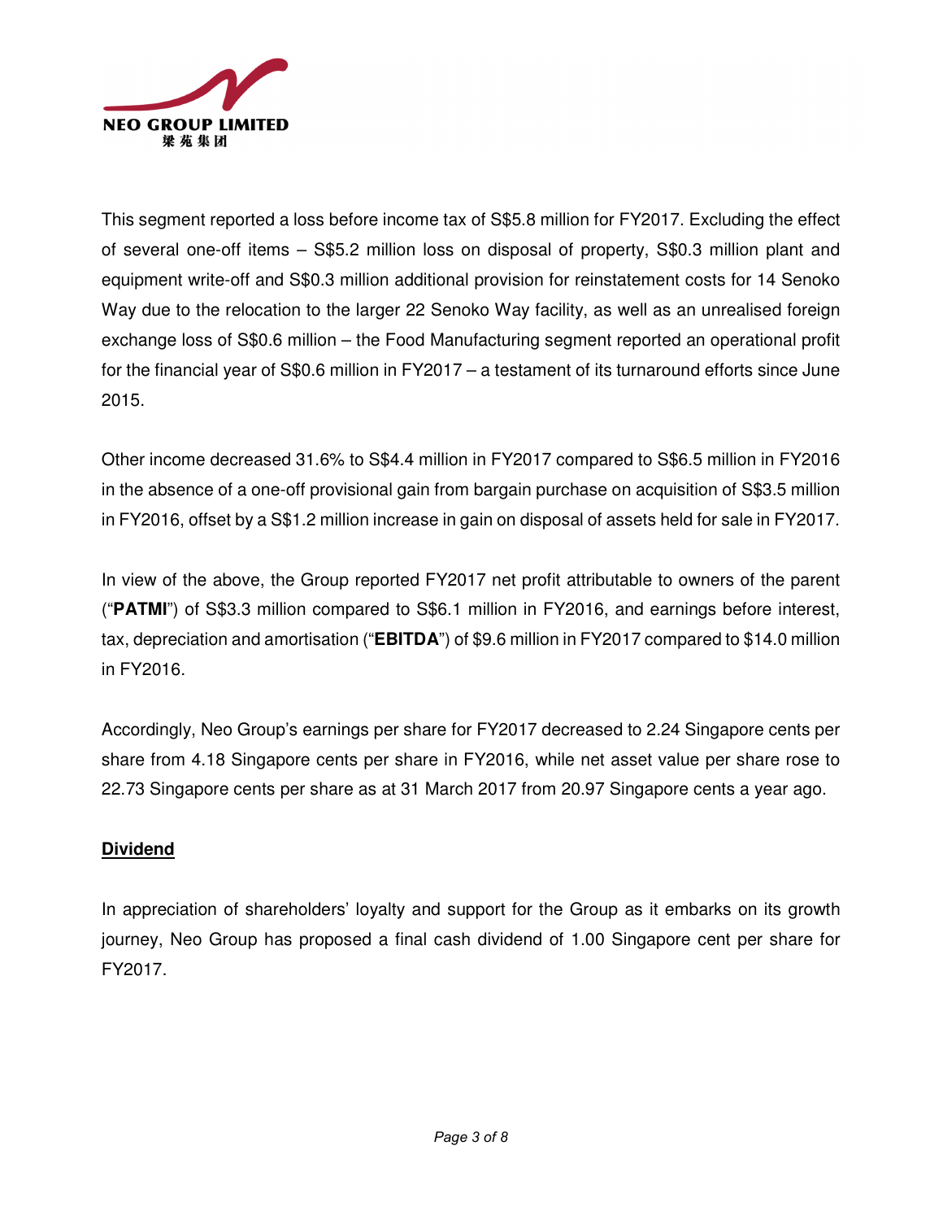This segment reported a loss before income tax of S$5.8 million for FY2017. Excluding the effect of several one-off items – S$5.2 million loss on disposal of property, S$0.3 million plant and equipment write-off and S$0.3 million additional provision for reinstatement costs for 14 Senoko Way due to the relocation to the larger 22 Senoko Way facility, as well as an unrealised foreign exchange loss of S$0.6 million – the Food Manufacturing segment reported an operational profit for the financial year of S$0.6 million in FY2017 – a testament of its turnaround efforts since June 2015.

Other income decreased 31.6% to S$4.4 million in FY2017 compared to S$6.5 million in FY2016 in the absence of a one-off provisional gain from bargain purchase on acquisition of S$3.5 million in FY2016, offset by a S$1.2 million increase in gain on disposal of assets held for sale in FY2017.

In view of the above, the Group reported FY2017 net profit attributable to owners of the parent ("**PATMI**") of S$3.3 million compared to S$6.1 million in FY2016, and earnings before interest, tax, depreciation and amortisation ("**EBITDA**") of $9.6 million in FY2017 compared to $14.0 million in FY2016.

Accordingly, Neo Group's earnings per share for FY2017 decreased to 2.24 Singapore cents per share from 4.18 Singapore cents per share in FY2016, while net asset value per share rose to 22.73 Singapore cents per share as at 31 March 2017 from 20.97 Singapore cents a year ago.

**Dividend**

In appreciation of shareholders' loyalty and support for the Group as it embarks on its growth journey, Neo Group has proposed a final cash dividend of 1.00 Singapore cent per share for FY2017.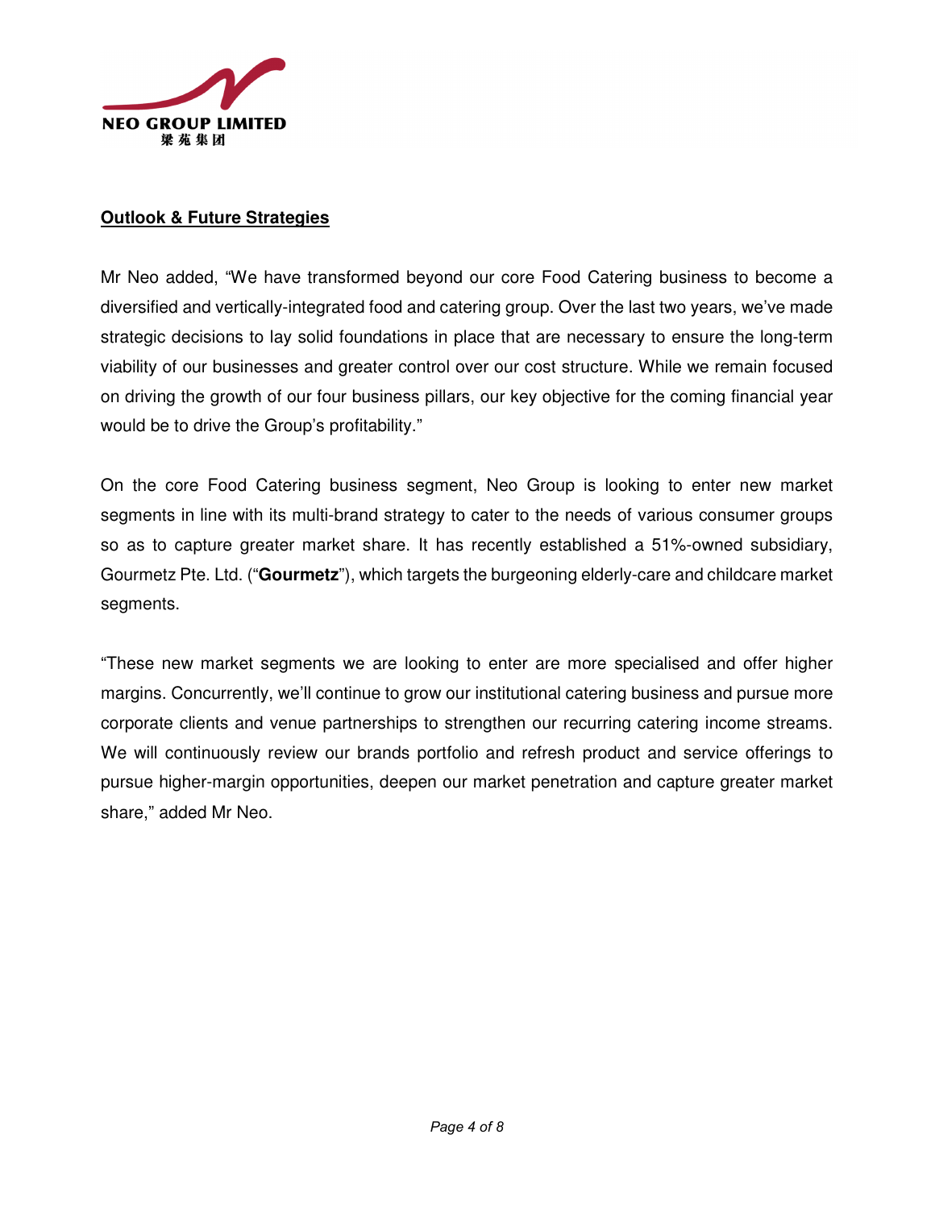## Outlook & Future Strategies

Mr Neo added, "We have transformed beyond our core Food Catering business to become a diversified and vertically-integrated food and catering group. Over the last two years, we've made strategic decisions to lay solid foundations in place that are necessary to ensure the long-term viability of our businesses and greater control over our cost structure. While we remain focused on driving the growth of our four business pillars, our key objective for the coming financial year would be to drive the Group's profitability."

On the core Food Catering business segment, Neo Group is looking to enter new market segments in line with its multi-brand strategy to cater to the needs of various consumer groups so as to capture greater market share. It has recently established a 51%-owned subsidiary, Gourmetz Pte. Ltd. ("**Gourmetz**"), which targets the burgeoning elderly-care and childcare market segments.

"These new market segments we are looking to enter are more specialised and offer higher margins. Concurrently, we'll continue to grow our institutional catering business and pursue more corporate clients and venue partnerships to strengthen our recurring catering income streams. We will continuously review our brands portfolio and refresh product and service offerings to pursue higher-margin opportunities, deepen our market penetration and capture greater market share," added Mr Neo.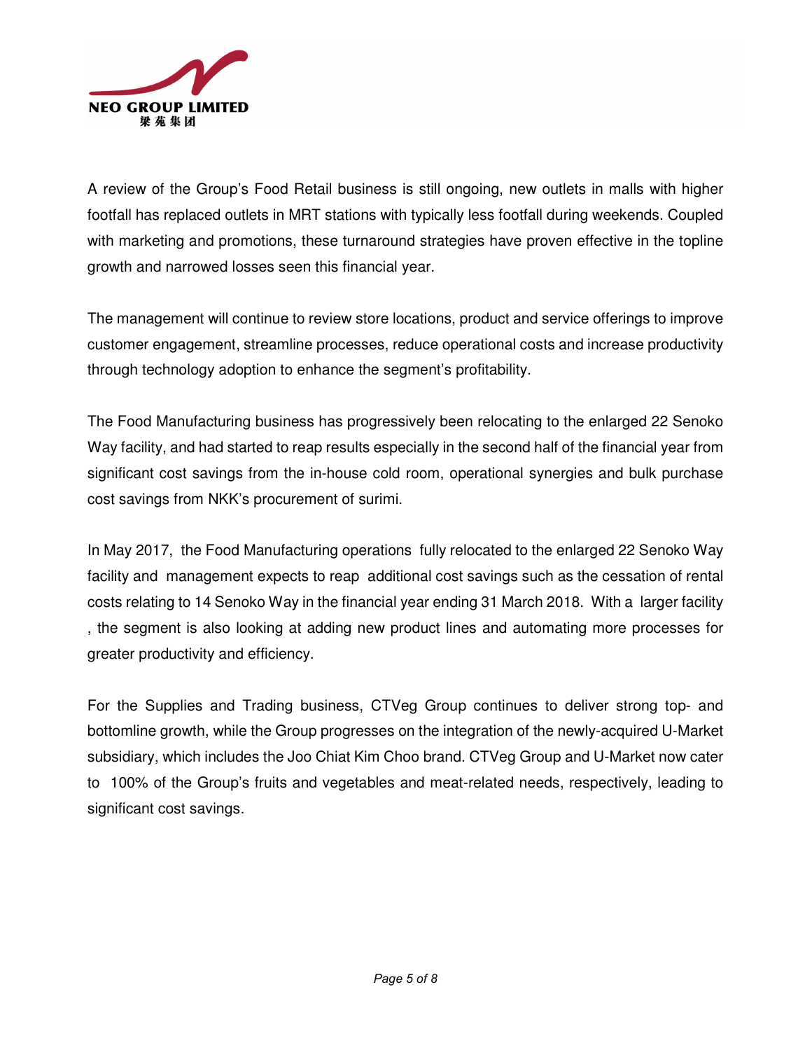A review of the Group's Food Retail business is still ongoing, new outlets in malls with higher footfall has replaced outlets in MRT stations with typically less footfall during weekends. Coupled with marketing and promotions, these turnaround strategies have proven effective in the topline growth and narrowed losses seen this financial year.

The management will continue to review store locations, product and service offerings to improve customer engagement, streamline processes, reduce operational costs and increase productivity through technology adoption to enhance the segment's profitability.

The Food Manufacturing business has progressively been relocating to the enlarged 22 Senoko Way facility, and had started to reap results especially in the second half of the financial year from significant cost savings from the in-house cold room, operational synergies and bulk purchase cost savings from NKK's procurement of surimi.

In May 2017, the Food Manufacturing operations fully relocated to the enlarged 22 Senoko Way facility and management expects to reap additional cost savings such as the cessation of rental costs relating to 14 Senoko Way in the financial year ending 31 March 2018. With a larger facility , the segment is also looking at adding new product lines and automating more processes for greater productivity and efficiency.

For the Supplies and Trading business, CTVeg Group continues to deliver strong top- and bottomline growth, while the Group progresses on the integration of the newly-acquired U-Market subsidiary, which includes the Joo Chiat Kim Choo brand. CTVeg Group and U-Market now cater to 100% of the Group's fruits and vegetables and meat-related needs, respectively, leading to significant cost savings.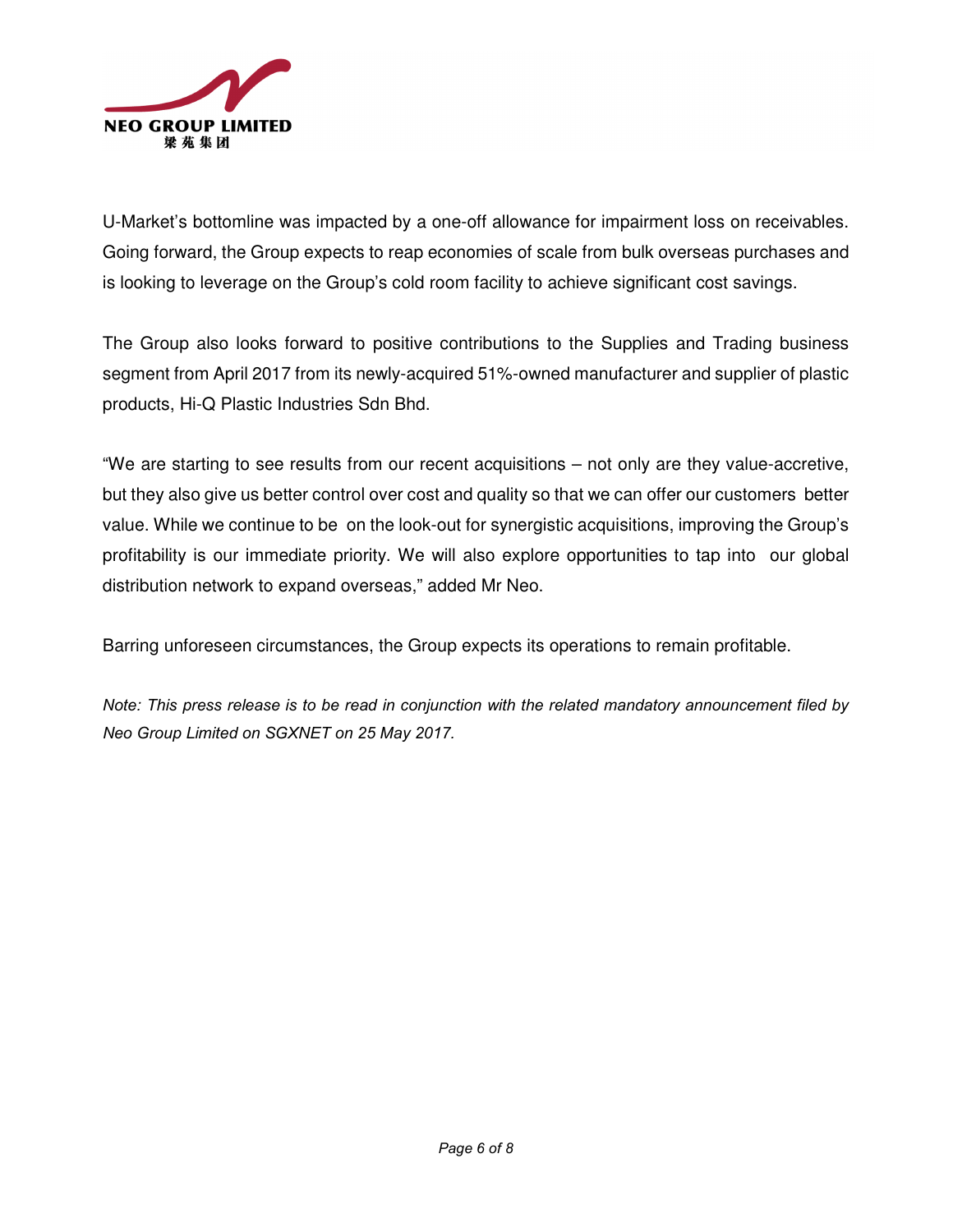U-Market's bottomline was impacted by a one-off allowance for impairment loss on receivables. Going forward, the Group expects to reap economies of scale from bulk overseas purchases and is looking to leverage on the Group's cold room facility to achieve significant cost savings.

The Group also looks forward to positive contributions to the Supplies and Trading business segment from April 2017 from its newly-acquired 51%-owned manufacturer and supplier of plastic products, Hi-Q Plastic Industries Sdn Bhd.

"We are starting to see results from our recent acquisitions – not only are they value-accretive, but they also give us better control over cost and quality so that we can offer our customers better value. While we continue to be on the look-out for synergistic acquisitions, improving the Group's profitability is our immediate priority. We will also explore opportunities to tap into our global distribution network to expand overseas," added Mr Neo.

Barring unforeseen circumstances, the Group expects its operations to remain profitable.

*Note: This press release is to be read in conjunction with the related mandatory announcement filed by Neo Group Limited on SGXNET on 25 May 2017.*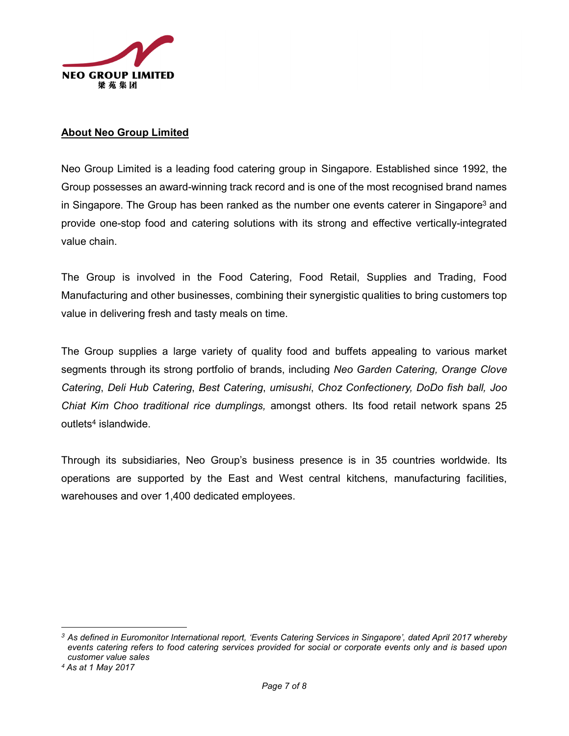NEO GROUP LIMITED
梁苑集团

## About Neo Group Limited

Neo Group Limited is a leading food catering group in Singapore. Established since 1992, the Group possesses an award-winning track record and is one of the most recognised brand names in Singapore. The Group has been ranked as the number one events caterer in Singapore[3] and provide one-stop food and catering solutions with its strong and effective vertically-integrated value chain.

The Group is involved in the Food Catering, Food Retail, Supplies and Trading, Food Manufacturing and other businesses, combining their synergistic qualities to bring customers top value in delivering fresh and tasty meals on time.

The Group supplies a large variety of quality food and buffets appealing to various market segments through its strong portfolio of brands, including *Neo Garden Catering, Orange Clove Catering*, *Deli Hub Catering*, *Best Catering*, *umisushi*, *Choz Confectionery, DoDo fish ball, Joo Chiat Kim Choo traditional rice dumplings,* amongst others. Its food retail network spans 25 outlets[4] islandwide.

Through its subsidiaries, Neo Group's business presence is in 35 countries worldwide. Its operations are supported by the East and West central kitchens, manufacturing facilities, warehouses and over 1,400 dedicated employees.

---

[3] *As defined in Euromonitor International report, 'Events Catering Services in Singapore', dated April 2017 whereby events catering refers to food catering services provided for social or corporate events only and is based upon customer value sales*

[4] *As at 1 May 2017*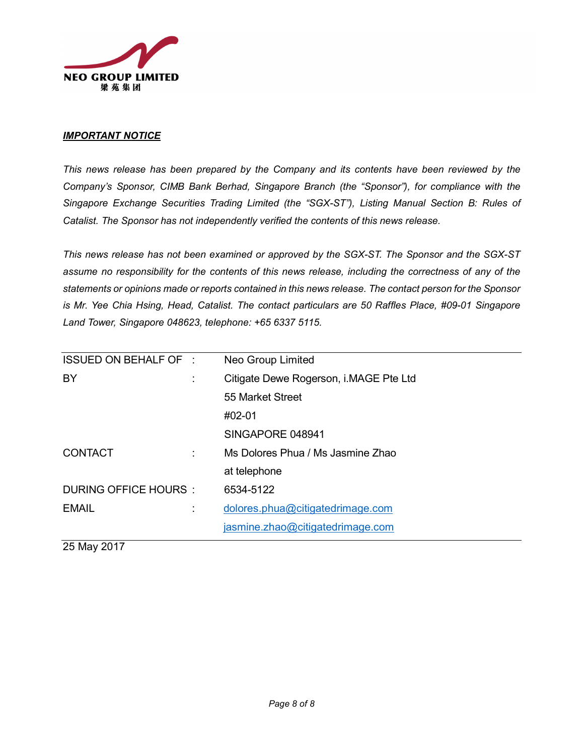NEO GROUP LIMITED
梁苑集团

***IMPORTANT NOTICE***

*This news release has been prepared by the Company and its contents have been reviewed by the Company's Sponsor, CIMB Bank Berhad, Singapore Branch (the "Sponsor"), for compliance with the Singapore Exchange Securities Trading Limited (the "SGX-ST"), Listing Manual Section B: Rules of Catalist. The Sponsor has not independently verified the contents of this news release.*

*This news release has not been examined or approved by the SGX-ST. The Sponsor and the SGX-ST assume no responsibility for the contents of this news release, including the correctness of any of the statements or opinions made or reports contained in this news release. The contact person for the Sponsor is Mr. Yee Chia Hsing, Head, Catalist. The contact particulars are 50 Raffles Place, #09-01 Singapore Land Tower, Singapore 048623, telephone: +65 6337 5115.*

| | | |
|---|---|---|
| ISSUED ON BEHALF OF | : | Neo Group Limited |
| BY | : | Citigate Dewe Rogerson, i.MAGE Pte Ltd |
| | | 55 Market Street |
| | | #02-01 |
| | | SINGAPORE 048941 |
| CONTACT | : | Ms Dolores Phua / Ms Jasmine Zhao |
| | | at telephone |
| DURING OFFICE HOURS | : | 6534-5122 |
| EMAIL | : | dolores.phua@citigatedrimage.com |
| | | jasmine.zhao@citigatedrimage.com |

25 May 2017